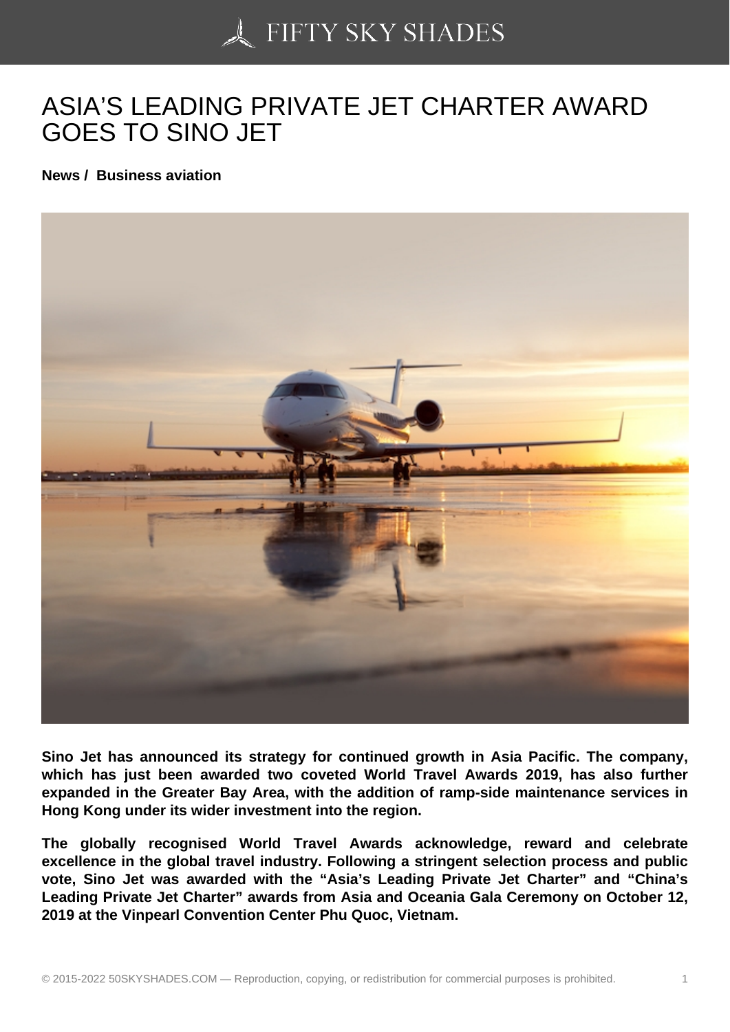# ASIA'S LEADING PRIVATE JET CHARTER AWARD GOES TO SINO JET

**News / Business aviation**

**Sino Jet has announced its strategy for continued growth in Asia Pacific. The company, which has just been awarded two coveted World Travel Awards 2019, has also further expanded in the Greater Bay Area, with the addition of ramp-side maintenance services in Hong Kong under its wider investment into the region.**

**The globally recognised World Travel Awards acknowledge, reward and celebrate excellence in the global travel industry. Following a stringent selection process and public vote, Sino Jet was awarded with the "Asia's Leading Private Jet Charter" and "China's Leading Private Jet Charter" awards from Asia and Oceania Gala Ceremony on October 12, 2019 at the Vinpearl Convention Center Phu Quoc, Vietnam.**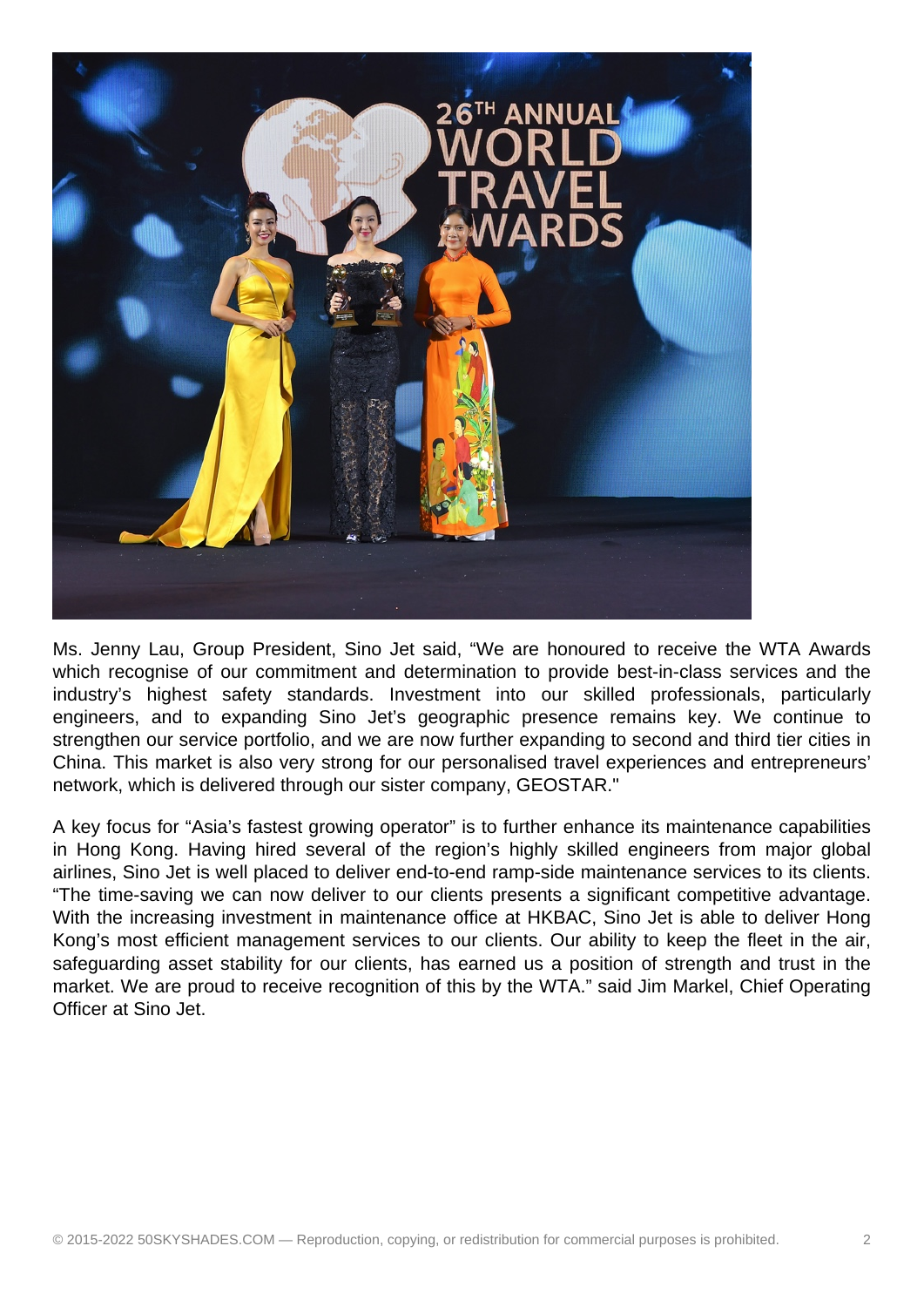Ms. Jenny Lau, Group President, Sino Jet said, “We are honoured to receive the WTA Awards which recognise of our commitment and determination to provide best-in-class services and the industry’s highest safety standards. Investment into our skilled professionals, particularly engineers, and to expanding Sino Jet’s geographic presence remains key. We continue to strengthen our service portfolio, and we are now further expanding to second and third tier cities in China. This market is also very strong for our personalised travel experiences and entrepreneurs’ network, which is delivered through our sister company, GEOSTAR."

A key focus for “Asia’s fastest growing operator” is to further enhance its maintenance capabilities in Hong Kong. Having hired several of the region’s highly skilled engineers from major global airlines, Sino Jet is well placed to deliver end-to-end ramp-side maintenance services to its clients. “The time-saving we can now deliver to our clients presents a significant competitive advantage. With the increasing investment in maintenance office at HKBAC, Sino Jet is able to deliver Hong Kong’s most efficient management services to our clients. Our ability to keep the fleet in the air, safeguarding asset stability for our clients, has earned us a position of strength and trust in the market. We are proud to receive recognition of this by the WTA.” said Jim Markel, Chief Operating Officer at Sino Jet.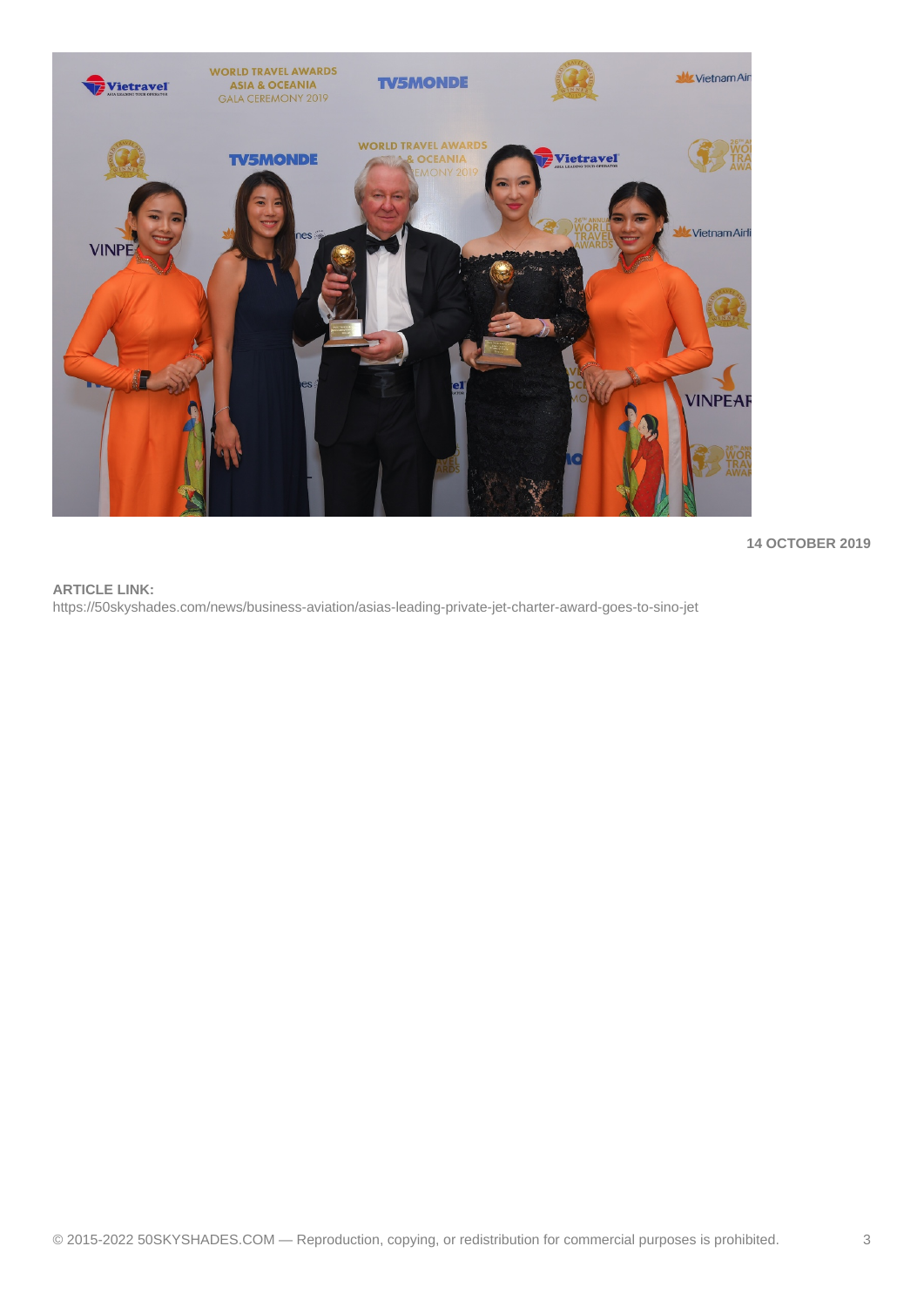14 OCTOBER 2019

**ARTICLE LINK:**
https://50skyshades.com/news/business-aviation/asias-leading-private-jet-charter-award-goes-to-sino-jet